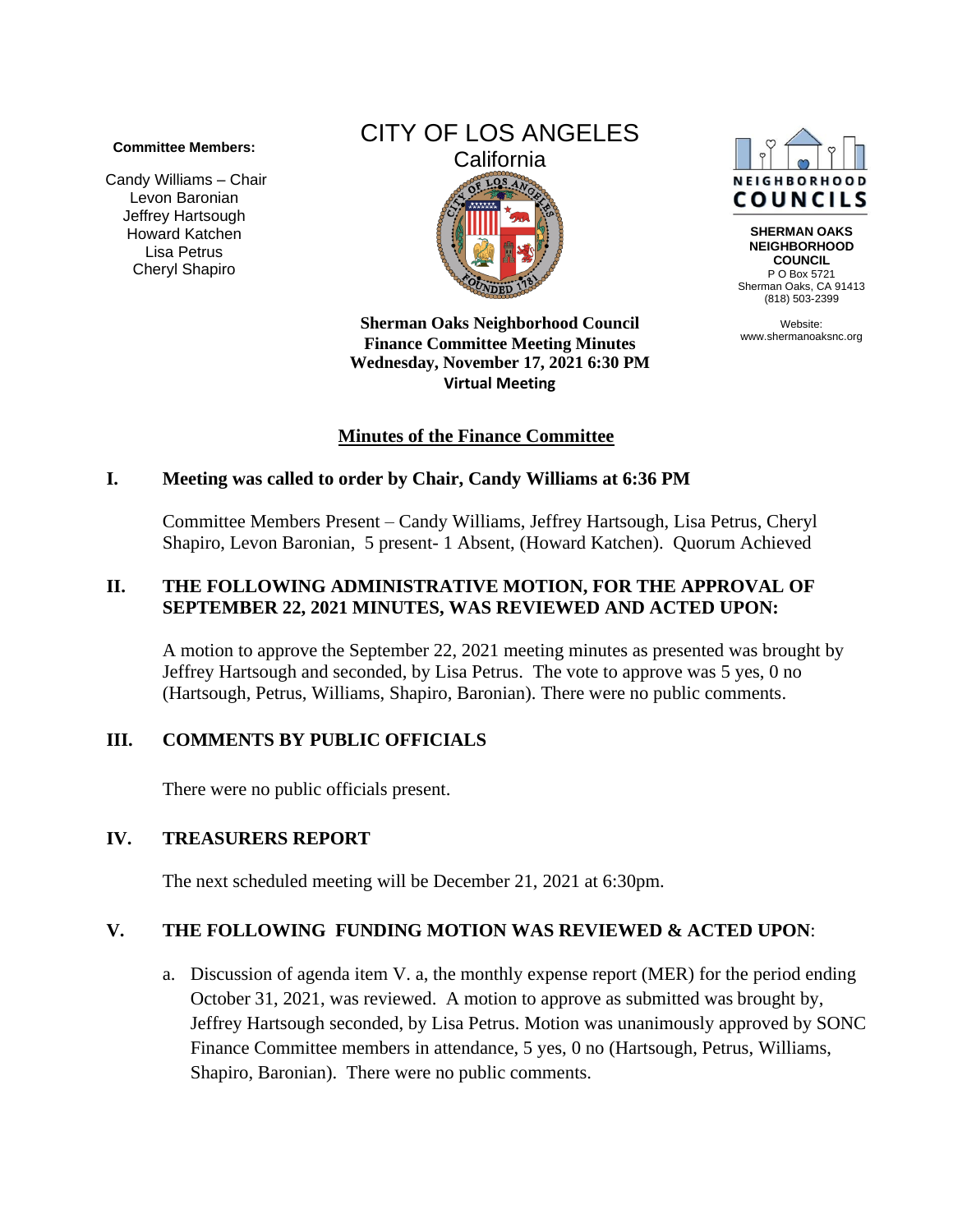**Committee Members:**

Candy Williams – Chair
Levon Baronian
Jeffrey Hartsough
Howard Katchen
Lisa Petrus
Cheryl Shapiro

CITY OF LOS ANGELES
California

NEIGHBORHOOD COUNCILS

**SHERMAN OAKS NEIGHBORHOOD COUNCIL**
P O Box 5721
Sherman Oaks, CA 91413
(818) 503-2399

Website:
www.shermanoaksnc.org

**Sherman Oaks Neighborhood Council**
**Finance Committee Meeting Minutes**
**Wednesday, November 17, 2021 6:30 PM**
**Virtual Meeting**

## Minutes of the Finance Committee

### I. Meeting was called to order by Chair, Candy Williams at 6:36 PM

Committee Members Present – Candy Williams, Jeffrey Hartsough, Lisa Petrus, Cheryl Shapiro, Levon Baronian, 5 present- 1 Absent, (Howard Katchen). Quorum Achieved

### II. THE FOLLOWING ADMINISTRATIVE MOTION, FOR THE APPROVAL OF SEPTEMBER 22, 2021 MINUTES, WAS REVIEWED AND ACTED UPON:

A motion to approve the September 22, 2021 meeting minutes as presented was brought by Jeffrey Hartsough and seconded, by Lisa Petrus. The vote to approve was 5 yes, 0 no (Hartsough, Petrus, Williams, Shapiro, Baronian). There were no public comments.

### III. COMMENTS BY PUBLIC OFFICIALS

There were no public officials present.

### IV. TREASURERS REPORT

The next scheduled meeting will be December 21, 2021 at 6:30pm.

### V. THE FOLLOWING FUNDING MOTION WAS REVIEWED & ACTED UPON:

a. Discussion of agenda item V. a, the monthly expense report (MER) for the period ending October 31, 2021, was reviewed. A motion to approve as submitted was brought by, Jeffrey Hartsough seconded, by Lisa Petrus. Motion was unanimously approved by SONC Finance Committee members in attendance, 5 yes, 0 no (Hartsough, Petrus, Williams, Shapiro, Baronian). There were no public comments.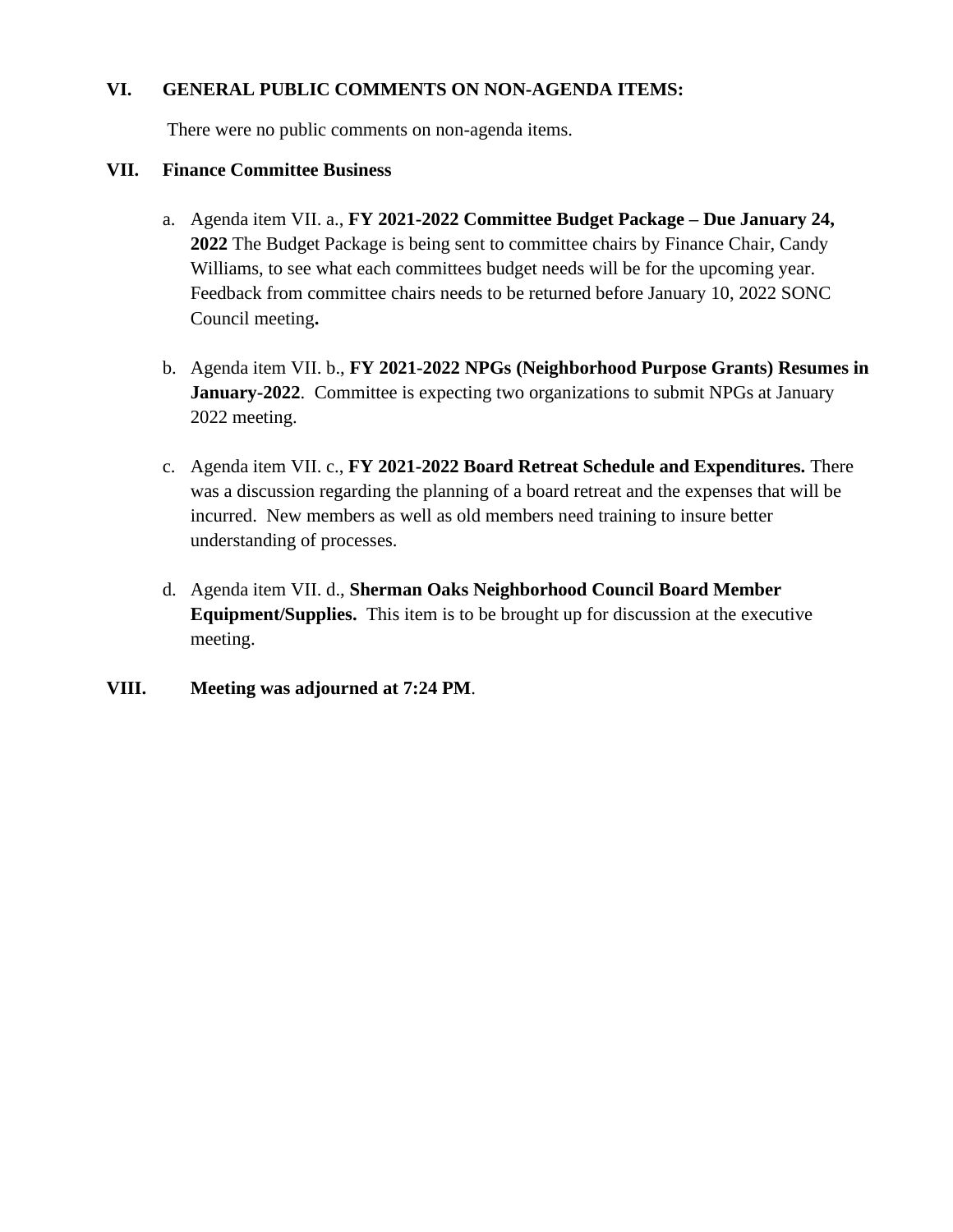**VI. GENERAL PUBLIC COMMENTS ON NON-AGENDA ITEMS:**

There were no public comments on non-agenda items.

**VII. Finance Committee Business**

a. Agenda item VII. a., **FY 2021-2022 Committee Budget Package – Due January 24, 2022** The Budget Package is being sent to committee chairs by Finance Chair, Candy Williams, to see what each committees budget needs will be for the upcoming year. Feedback from committee chairs needs to be returned before January 10, 2022 SONC Council meeting**.**

b. Agenda item VII. b., **FY 2021-2022 NPGs (Neighborhood Purpose Grants) Resumes in January-2022**. Committee is expecting two organizations to submit NPGs at January 2022 meeting.

c. Agenda item VII. c., **FY 2021-2022 Board Retreat Schedule and Expenditures.** There was a discussion regarding the planning of a board retreat and the expenses that will be incurred. New members as well as old members need training to insure better understanding of processes.

d. Agenda item VII. d., **Sherman Oaks Neighborhood Council Board Member Equipment/Supplies.** This item is to be brought up for discussion at the executive meeting.

**VIII. Meeting was adjourned at 7:24 PM**.